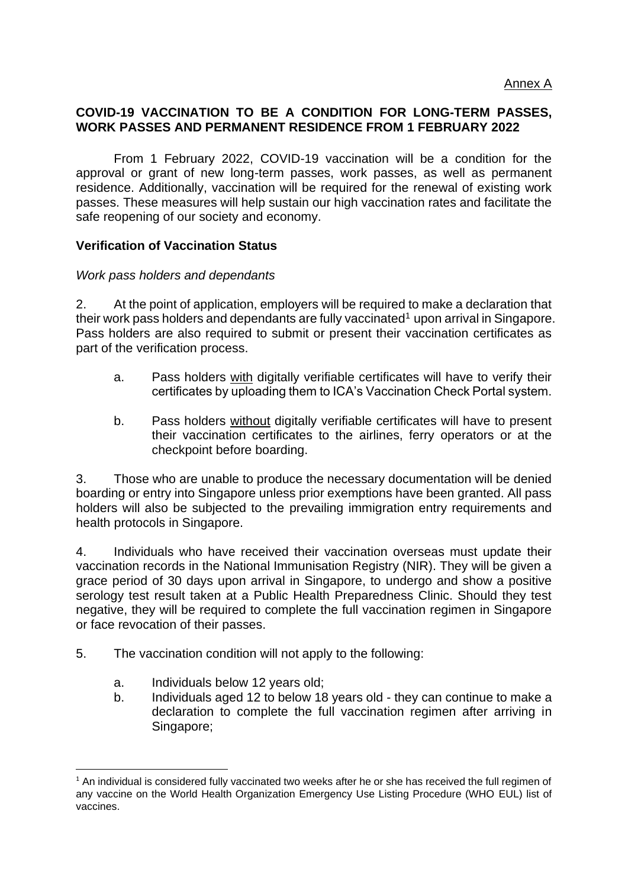Annex A

**COVID-19 VACCINATION TO BE A CONDITION FOR LONG-TERM PASSES, WORK PASSES AND PERMANENT RESIDENCE FROM 1 FEBRUARY 2022**

From 1 February 2022, COVID-19 vaccination will be a condition for the approval or grant of new long-term passes, work passes, as well as permanent residence. Additionally, vaccination will be required for the renewal of existing work passes. These measures will help sustain our high vaccination rates and facilitate the safe reopening of our society and economy.

**Verification of Vaccination Status**

*Work pass holders and dependants*

2. At the point of application, employers will be required to make a declaration that their work pass holders and dependants are fully vaccinated[1] upon arrival in Singapore. Pass holders are also required to submit or present their vaccination certificates as part of the verification process.

a. Pass holders with digitally verifiable certificates will have to verify their certificates by uploading them to ICA's Vaccination Check Portal system.

b. Pass holders without digitally verifiable certificates will have to present their vaccination certificates to the airlines, ferry operators or at the checkpoint before boarding.

3. Those who are unable to produce the necessary documentation will be denied boarding or entry into Singapore unless prior exemptions have been granted. All pass holders will also be subjected to the prevailing immigration entry requirements and health protocols in Singapore.

4. Individuals who have received their vaccination overseas must update their vaccination records in the National Immunisation Registry (NIR). They will be given a grace period of 30 days upon arrival in Singapore, to undergo and show a positive serology test result taken at a Public Health Preparedness Clinic. Should they test negative, they will be required to complete the full vaccination regimen in Singapore or face revocation of their passes.

5. The vaccination condition will not apply to the following:

a. Individuals below 12 years old;
b. Individuals aged 12 to below 18 years old - they can continue to make a declaration to complete the full vaccination regimen after arriving in Singapore;

[1] An individual is considered fully vaccinated two weeks after he or she has received the full regimen of any vaccine on the World Health Organization Emergency Use Listing Procedure (WHO EUL) list of vaccines.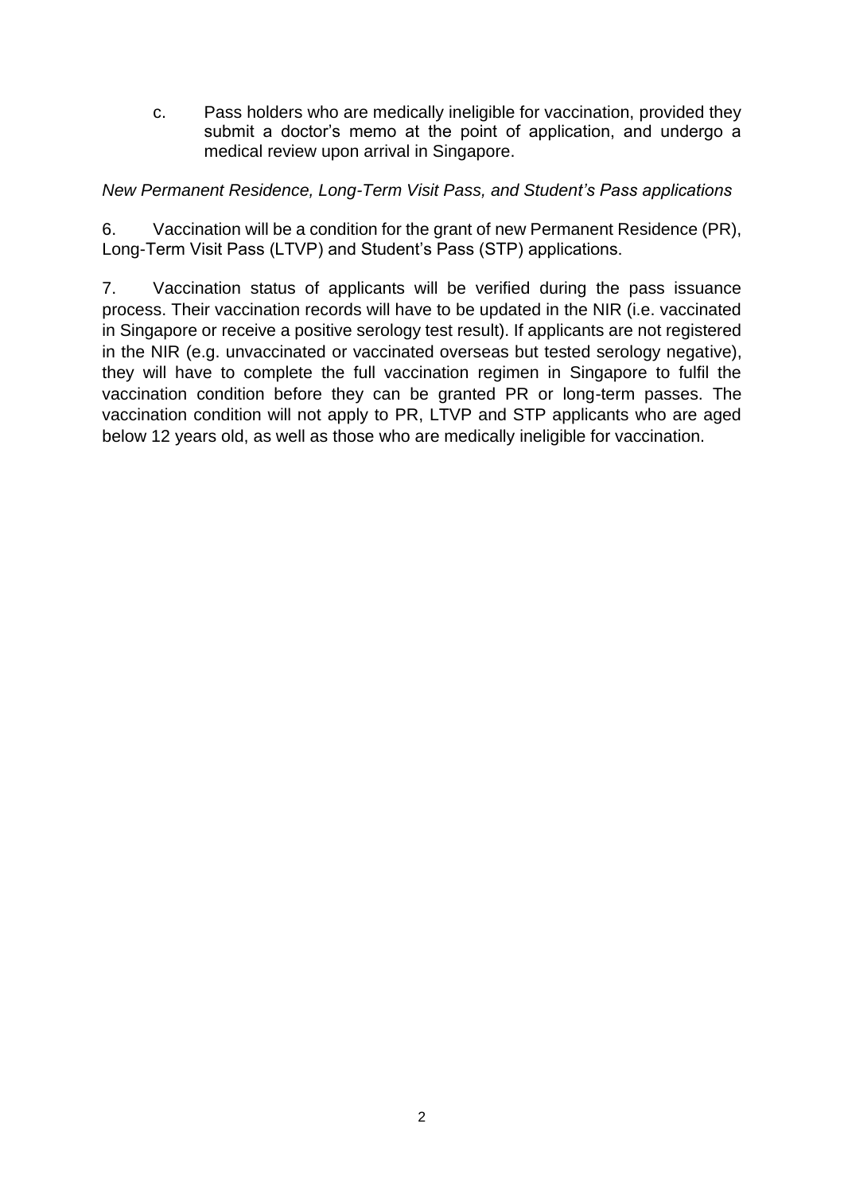c. Pass holders who are medically ineligible for vaccination, provided they submit a doctor's memo at the point of application, and undergo a medical review upon arrival in Singapore.

*New Permanent Residence, Long-Term Visit Pass, and Student's Pass applications*

6. Vaccination will be a condition for the grant of new Permanent Residence (PR), Long-Term Visit Pass (LTVP) and Student's Pass (STP) applications.

7. Vaccination status of applicants will be verified during the pass issuance process. Their vaccination records will have to be updated in the NIR (i.e. vaccinated in Singapore or receive a positive serology test result). If applicants are not registered in the NIR (e.g. unvaccinated or vaccinated overseas but tested serology negative), they will have to complete the full vaccination regimen in Singapore to fulfil the vaccination condition before they can be granted PR or long-term passes. The vaccination condition will not apply to PR, LTVP and STP applicants who are aged below 12 years old, as well as those who are medically ineligible for vaccination.